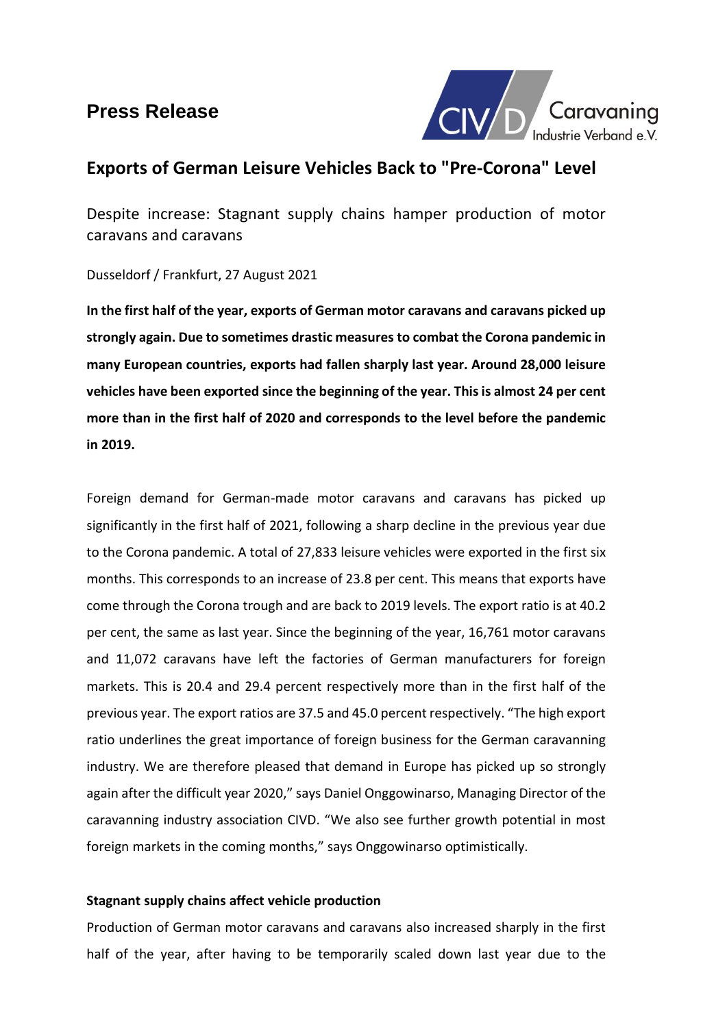# Press Release

## Exports of German Leisure Vehicles Back to "Pre-Corona" Level

Despite increase: Stagnant supply chains hamper production of motor caravans and caravans

Dusseldorf / Frankfurt, 27 August 2021

**In the first half of the year, exports of German motor caravans and caravans picked up strongly again. Due to sometimes drastic measures to combat the Corona pandemic in many European countries, exports had fallen sharply last year. Around 28,000 leisure vehicles have been exported since the beginning of the year. This is almost 24 per cent more than in the first half of 2020 and corresponds to the level before the pandemic in 2019.**

Foreign demand for German-made motor caravans and caravans has picked up significantly in the first half of 2021, following a sharp decline in the previous year due to the Corona pandemic. A total of 27,833 leisure vehicles were exported in the first six months. This corresponds to an increase of 23.8 per cent. This means that exports have come through the Corona trough and are back to 2019 levels. The export ratio is at 40.2 per cent, the same as last year. Since the beginning of the year, 16,761 motor caravans and 11,072 caravans have left the factories of German manufacturers for foreign markets. This is 20.4 and 29.4 percent respectively more than in the first half of the previous year. The export ratios are 37.5 and 45.0 percent respectively. "The high export ratio underlines the great importance of foreign business for the German caravanning industry. We are therefore pleased that demand in Europe has picked up so strongly again after the difficult year 2020," says Daniel Onggowinarso, Managing Director of the caravanning industry association CIVD. "We also see further growth potential in most foreign markets in the coming months," says Onggowinarso optimistically.

**Stagnant supply chains affect vehicle production**

Production of German motor caravans and caravans also increased sharply in the first half of the year, after having to be temporarily scaled down last year due to the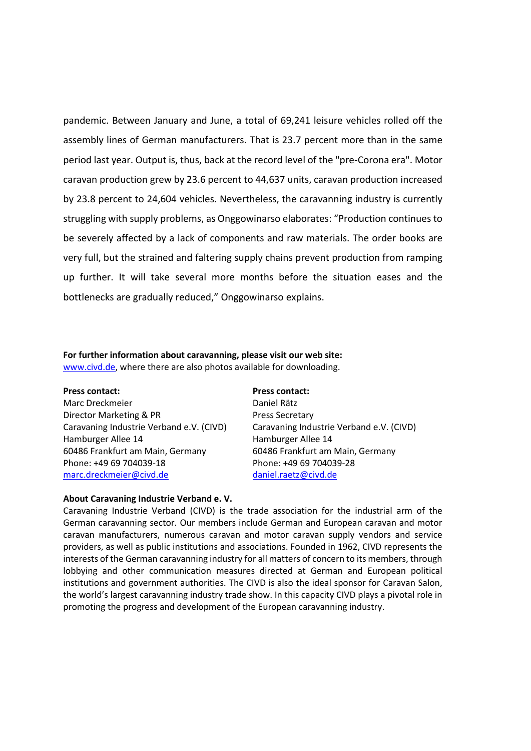pandemic. Between January and June, a total of 69,241 leisure vehicles rolled off the assembly lines of German manufacturers. That is 23.7 percent more than in the same period last year. Output is, thus, back at the record level of the "pre-Corona era". Motor caravan production grew by 23.6 percent to 44,637 units, caravan production increased by 23.8 percent to 24,604 vehicles. Nevertheless, the caravanning industry is currently struggling with supply problems, as Onggowinarso elaborates: “Production continues to be severely affected by a lack of components and raw materials. The order books are very full, but the strained and faltering supply chains prevent production from ramping up further. It will take several more months before the situation eases and the bottlenecks are gradually reduced,” Onggowinarso explains.

**For further information about caravanning, please visit our web site:**
www.civd.de, where there are also photos available for downloading.

**Press contact:**
Marc Dreckmeier
Director Marketing & PR
Caravaning Industrie Verband e.V. (CIVD)
Hamburger Allee 14
60486 Frankfurt am Main, Germany
Phone: +49 69 704039-18
marc.dreckmeier@civd.de

**Press contact:**
Daniel Rätz
Press Secretary
Caravaning Industrie Verband e.V. (CIVD)
Hamburger Allee 14
60486 Frankfurt am Main, Germany
Phone: +49 69 704039-28
daniel.raetz@civd.de

**About Caravaning Industrie Verband e. V.**

Caravaning Industrie Verband (CIVD) is the trade association for the industrial arm of the German caravanning sector. Our members include German and European caravan and motor caravan manufacturers, numerous caravan and motor caravan supply vendors and service providers, as well as public institutions and associations. Founded in 1962, CIVD represents the interests of the German caravanning industry for all matters of concern to its members, through lobbying and other communication measures directed at German and European political institutions and government authorities. The CIVD is also the ideal sponsor for Caravan Salon, the world’s largest caravanning industry trade show. In this capacity CIVD plays a pivotal role in promoting the progress and development of the European caravanning industry.